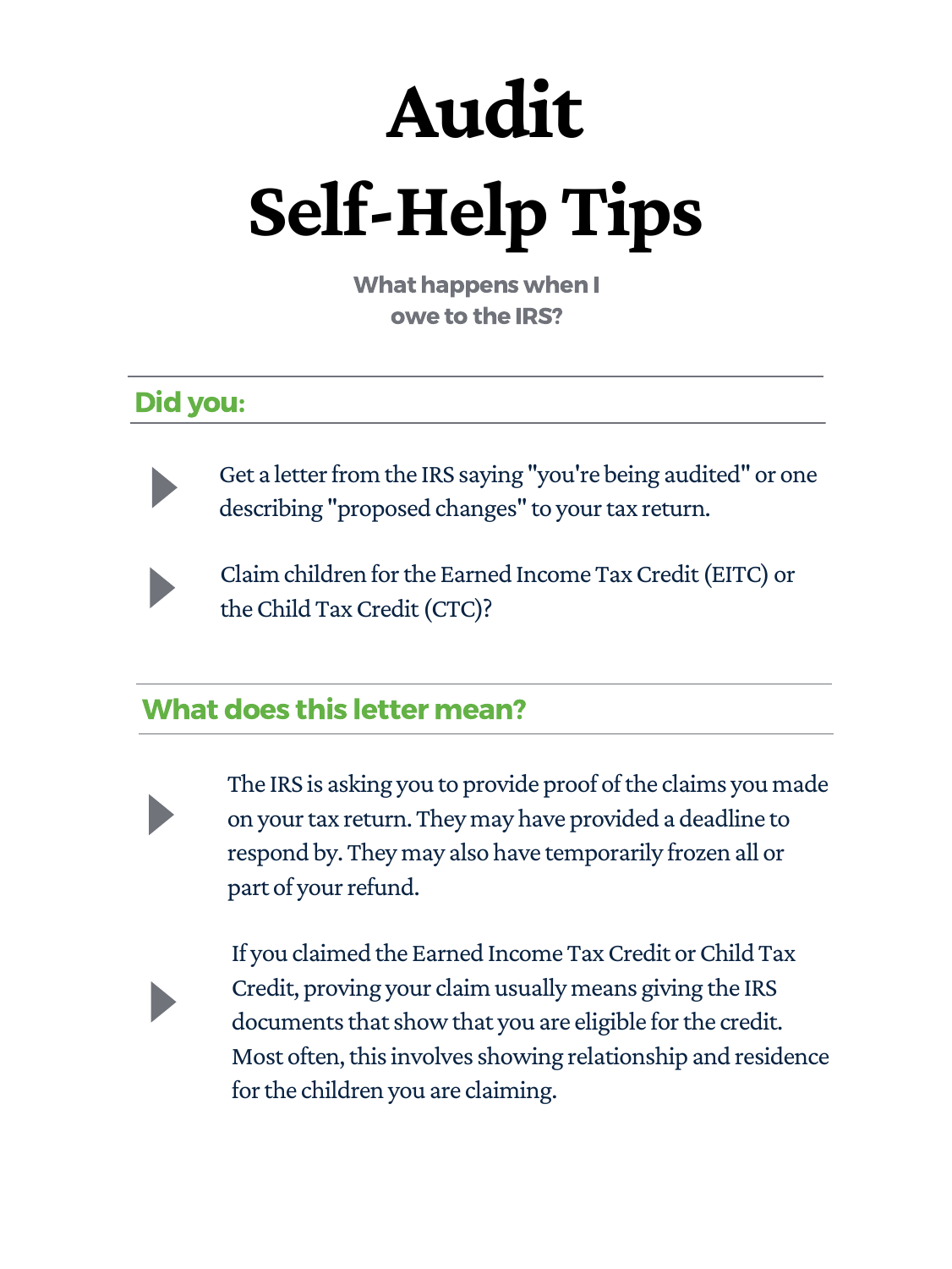# Audit Self-Help Tips

**What happens when I owe to the IRS?**

## Did you:

- Get a letter from the IRS saying "you're being audited" or one describing "proposed changes" to your tax return.
- Claim children for the Earned Income Tax Credit (EITC) or the Child Tax Credit (CTC)?

## What does this letter mean?

- The IRS is asking you to provide proof of the claims you made on your tax return. They may have provided a deadline to respond by. They may also have temporarily frozen all or part of your refund.
- If you claimed the Earned Income Tax Credit or Child Tax Credit, proving your claim usually means giving the IRS documents that show that you are eligible for the credit. Most often, this involves showing relationship and residence for the children you are claiming.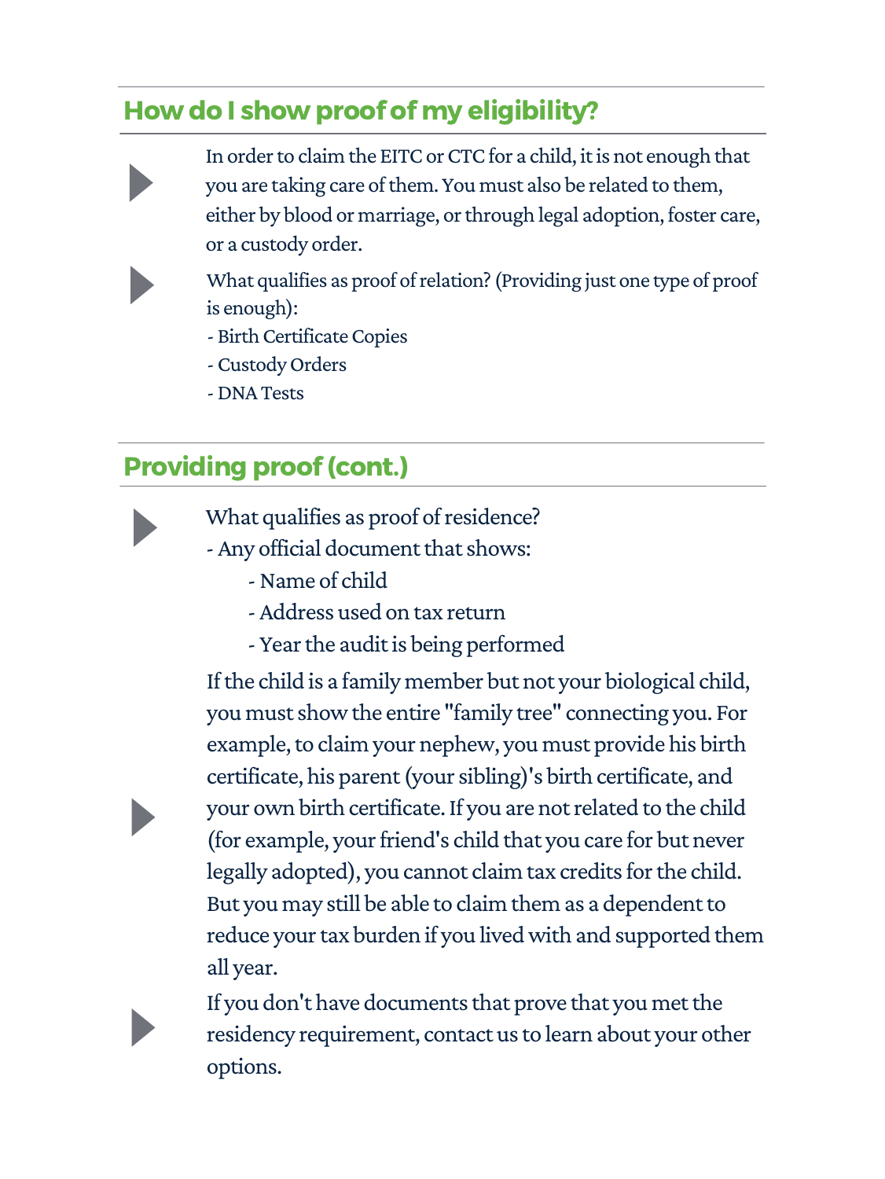## How do I show proof of my eligibility?

- In order to claim the EITC or CTC for a child, it is not enough that you are taking care of them. You must also be related to them, either by blood or marriage, or through legal adoption, foster care, or a custody order.
- What qualifies as proof of relation? (Providing just one type of proof is enough):
  - Birth Certificate Copies
  - Custody Orders
  - DNA Tests

## Providing proof (cont.)

- What qualifies as proof of residence?
  - Any official document that shows:
    - Name of child
    - Address used on tax return
    - Year the audit is being performed
- If the child is a family member but not your biological child, you must show the entire "family tree" connecting you. For example, to claim your nephew, you must provide his birth certificate, his parent (your sibling)'s birth certificate, and your own birth certificate. If you are not related to the child (for example, your friend's child that you care for but never legally adopted), you cannot claim tax credits for the child. But you may still be able to claim them as a dependent to reduce your tax burden if you lived with and supported them all year.
- If you don't have documents that prove that you met the residency requirement, contact us to learn about your other options.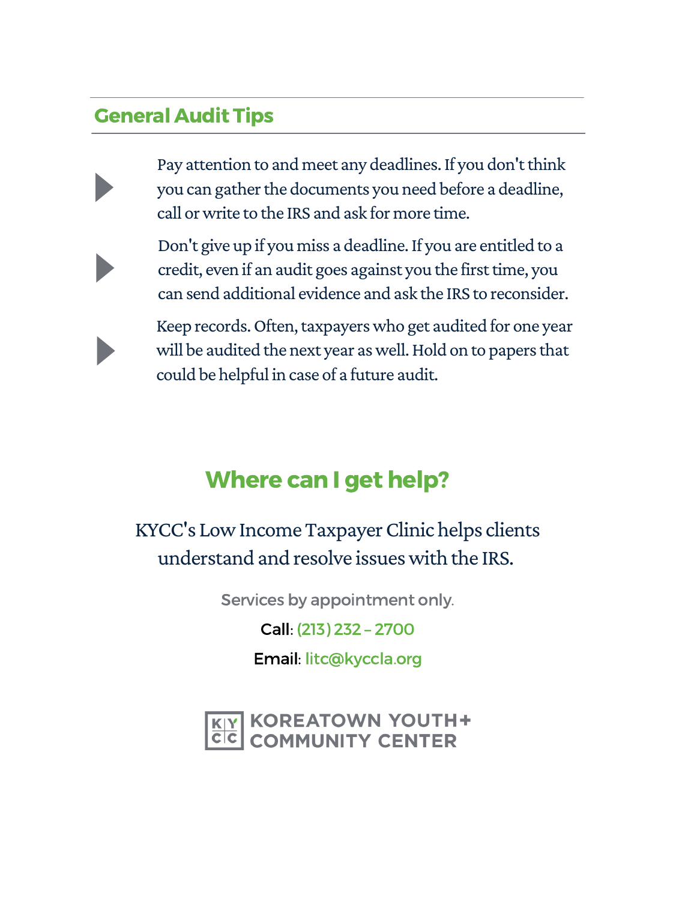## General Audit Tips

- Pay attention to and meet any deadlines. If you don't think you can gather the documents you need before a deadline, call or write to the IRS and ask for more time.
- Don't give up if you miss a deadline. If you are entitled to a credit, even if an audit goes against you the first time, you can send additional evidence and ask the IRS to reconsider.
- Keep records. Often, taxpayers who get audited for one year will be audited the next year as well. Hold on to papers that could be helpful in case of a future audit.

## Where can I get help?

KYCC's Low Income Taxpayer Clinic helps clients understand and resolve issues with the IRS.

Services by appointment only.

**Call**: (213) 232 – 2700

**Email**: litc@kyccla.org

KOREATOWN YOUTH+ COMMUNITY CENTER